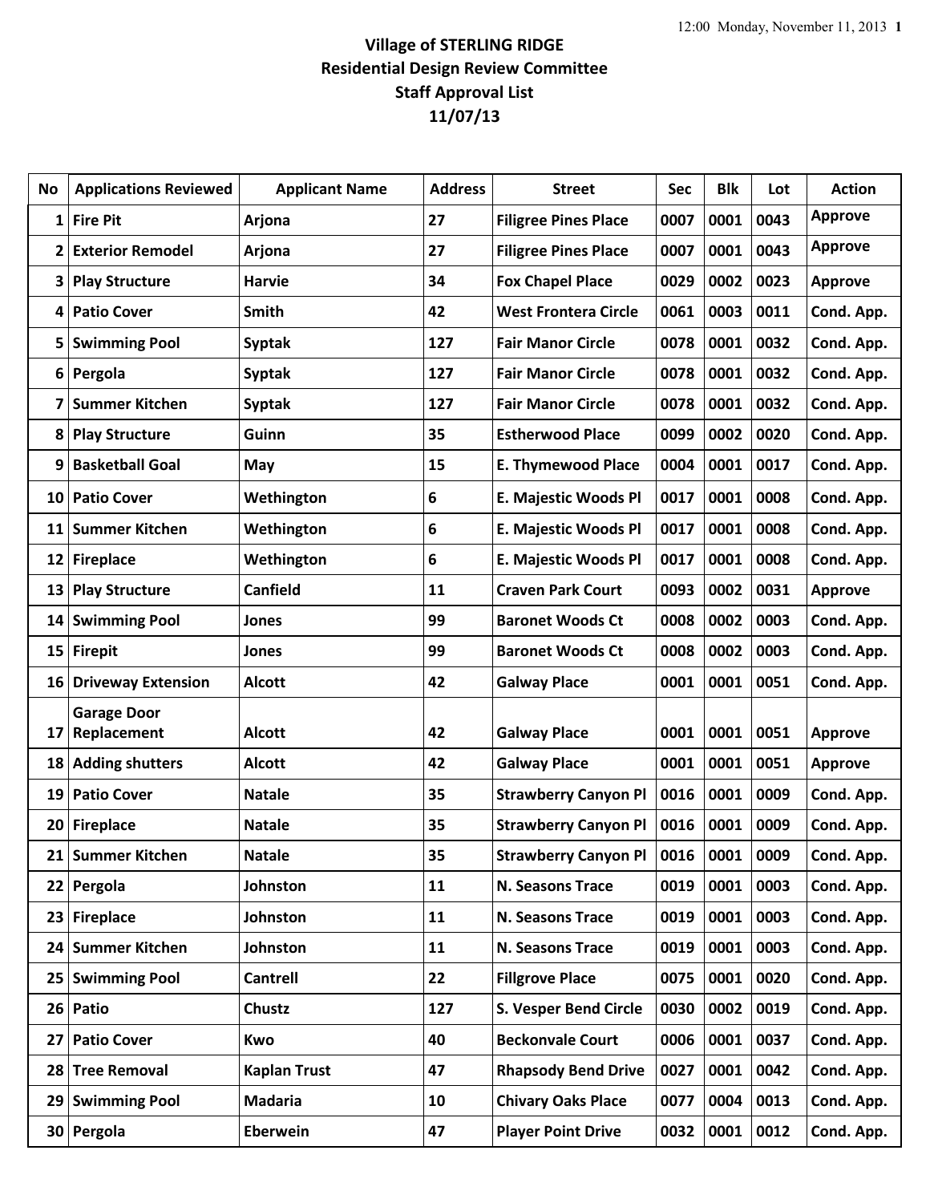# Village of STERLING RIDGE
## Residential Design Review Committee
## Staff Approval List
## 11/07/13

| No | Applications Reviewed | Applicant Name | Address | Street | Sec | Blk | Lot | Action |
|---|---|---|---|---|---|---|---|---|
| 1 | Fire Pit | Arjona | 27 | Filigree Pines Place | 0007 | 0001 | 0043 | Approve |
| 2 | Exterior Remodel | Arjona | 27 | Filigree Pines Place | 0007 | 0001 | 0043 | Approve |
| 3 | Play Structure | Harvie | 34 | Fox Chapel Place | 0029 | 0002 | 0023 | Approve |
| 4 | Patio Cover | Smith | 42 | West Frontera Circle | 0061 | 0003 | 0011 | Cond. App. |
| 5 | Swimming Pool | Syptak | 127 | Fair Manor Circle | 0078 | 0001 | 0032 | Cond. App. |
| 6 | Pergola | Syptak | 127 | Fair Manor Circle | 0078 | 0001 | 0032 | Cond. App. |
| 7 | Summer Kitchen | Syptak | 127 | Fair Manor Circle | 0078 | 0001 | 0032 | Cond. App. |
| 8 | Play Structure | Guinn | 35 | Estherwood Place | 0099 | 0002 | 0020 | Cond. App. |
| 9 | Basketball Goal | May | 15 | E. Thymewood Place | 0004 | 0001 | 0017 | Cond. App. |
| 10 | Patio Cover | Wethington | 6 | E. Majestic Woods Pl | 0017 | 0001 | 0008 | Cond. App. |
| 11 | Summer Kitchen | Wethington | 6 | E. Majestic Woods Pl | 0017 | 0001 | 0008 | Cond. App. |
| 12 | Fireplace | Wethington | 6 | E. Majestic Woods Pl | 0017 | 0001 | 0008 | Cond. App. |
| 13 | Play Structure | Canfield | 11 | Craven Park Court | 0093 | 0002 | 0031 | Approve |
| 14 | Swimming Pool | Jones | 99 | Baronet Woods Ct | 0008 | 0002 | 0003 | Cond. App. |
| 15 | Firepit | Jones | 99 | Baronet Woods Ct | 0008 | 0002 | 0003 | Cond. App. |
| 16 | Driveway Extension | Alcott | 42 | Galway Place | 0001 | 0001 | 0051 | Cond. App. |
| 17 | Garage Door Replacement | Alcott | 42 | Galway Place | 0001 | 0001 | 0051 | Approve |
| 18 | Adding shutters | Alcott | 42 | Galway Place | 0001 | 0001 | 0051 | Approve |
| 19 | Patio Cover | Natale | 35 | Strawberry Canyon Pl | 0016 | 0001 | 0009 | Cond. App. |
| 20 | Fireplace | Natale | 35 | Strawberry Canyon Pl | 0016 | 0001 | 0009 | Cond. App. |
| 21 | Summer Kitchen | Natale | 35 | Strawberry Canyon Pl | 0016 | 0001 | 0009 | Cond. App. |
| 22 | Pergola | Johnston | 11 | N. Seasons Trace | 0019 | 0001 | 0003 | Cond. App. |
| 23 | Fireplace | Johnston | 11 | N. Seasons Trace | 0019 | 0001 | 0003 | Cond. App. |
| 24 | Summer Kitchen | Johnston | 11 | N. Seasons Trace | 0019 | 0001 | 0003 | Cond. App. |
| 25 | Swimming Pool | Cantrell | 22 | Fillgrove Place | 0075 | 0001 | 0020 | Cond. App. |
| 26 | Patio | Chustz | 127 | S. Vesper Bend Circle | 0030 | 0002 | 0019 | Cond. App. |
| 27 | Patio Cover | Kwo | 40 | Beckonvale Court | 0006 | 0001 | 0037 | Cond. App. |
| 28 | Tree Removal | Kaplan Trust | 47 | Rhapsody Bend Drive | 0027 | 0001 | 0042 | Cond. App. |
| 29 | Swimming Pool | Madaria | 10 | Chivary Oaks Place | 0077 | 0004 | 0013 | Cond. App. |
| 30 | Pergola | Eberwein | 47 | Player Point Drive | 0032 | 0001 | 0012 | Cond. App. |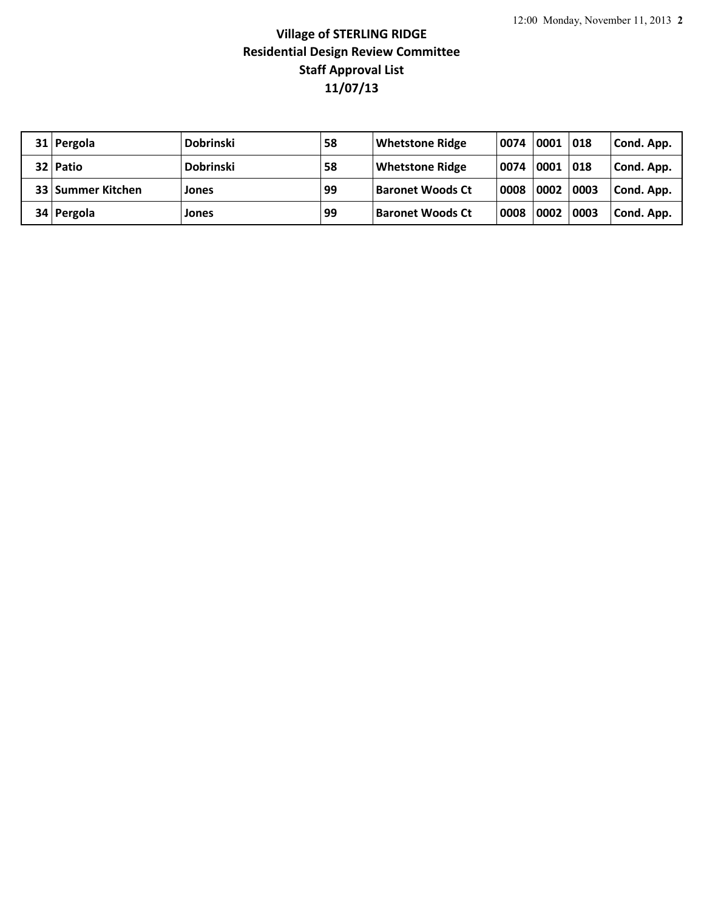**Village of STERLING RIDGE**
**Residential Design Review Committee**
**Staff Approval List**
**11/07/13**

| | | | | | | | | |
|---|---|---|---|---|---|---|---|---|
| 31 | Pergola | Dobrinski | 58 | Whetstone Ridge | 0074 | 0001 | 018 | Cond. App. |
| 32 | Patio | Dobrinski | 58 | Whetstone Ridge | 0074 | 0001 | 018 | Cond. App. |
| 33 | Summer Kitchen | Jones | 99 | Baronet Woods Ct | 0008 | 0002 | 0003 | Cond. App. |
| 34 | Pergola | Jones | 99 | Baronet Woods Ct | 0008 | 0002 | 0003 | Cond. App. |